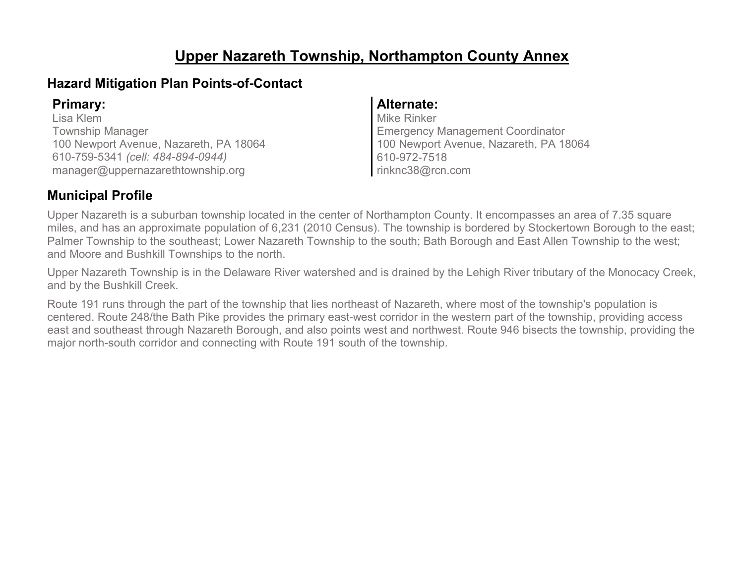# Upper Nazareth Township, Northampton County Annex

## Hazard Mitigation Plan Points-of-Contact

### Primary:

Lisa Klem
Township Manager
100 Newport Avenue, Nazareth, PA 18064
610-759-5341 *(cell: 484-894-0944)*
manager@uppernazarethtownship.org

### Alternate:

Mike Rinker
Emergency Management Coordinator
100 Newport Avenue, Nazareth, PA 18064
610-972-7518
rinknc38@rcn.com

## Municipal Profile

Upper Nazareth is a suburban township located in the center of Northampton County. It encompasses an area of 7.35 square miles, and has an approximate population of 6,231 (2010 Census). The township is bordered by Stockertown Borough to the east; Palmer Township to the southeast; Lower Nazareth Township to the south; Bath Borough and East Allen Township to the west; and Moore and Bushkill Townships to the north.

Upper Nazareth Township is in the Delaware River watershed and is drained by the Lehigh River tributary of the Monocacy Creek, and by the Bushkill Creek.

Route 191 runs through the part of the township that lies northeast of Nazareth, where most of the township's population is centered. Route 248/the Bath Pike provides the primary east-west corridor in the western part of the township, providing access east and southeast through Nazareth Borough, and also points west and northwest. Route 946 bisects the township, providing the major north-south corridor and connecting with Route 191 south of the township.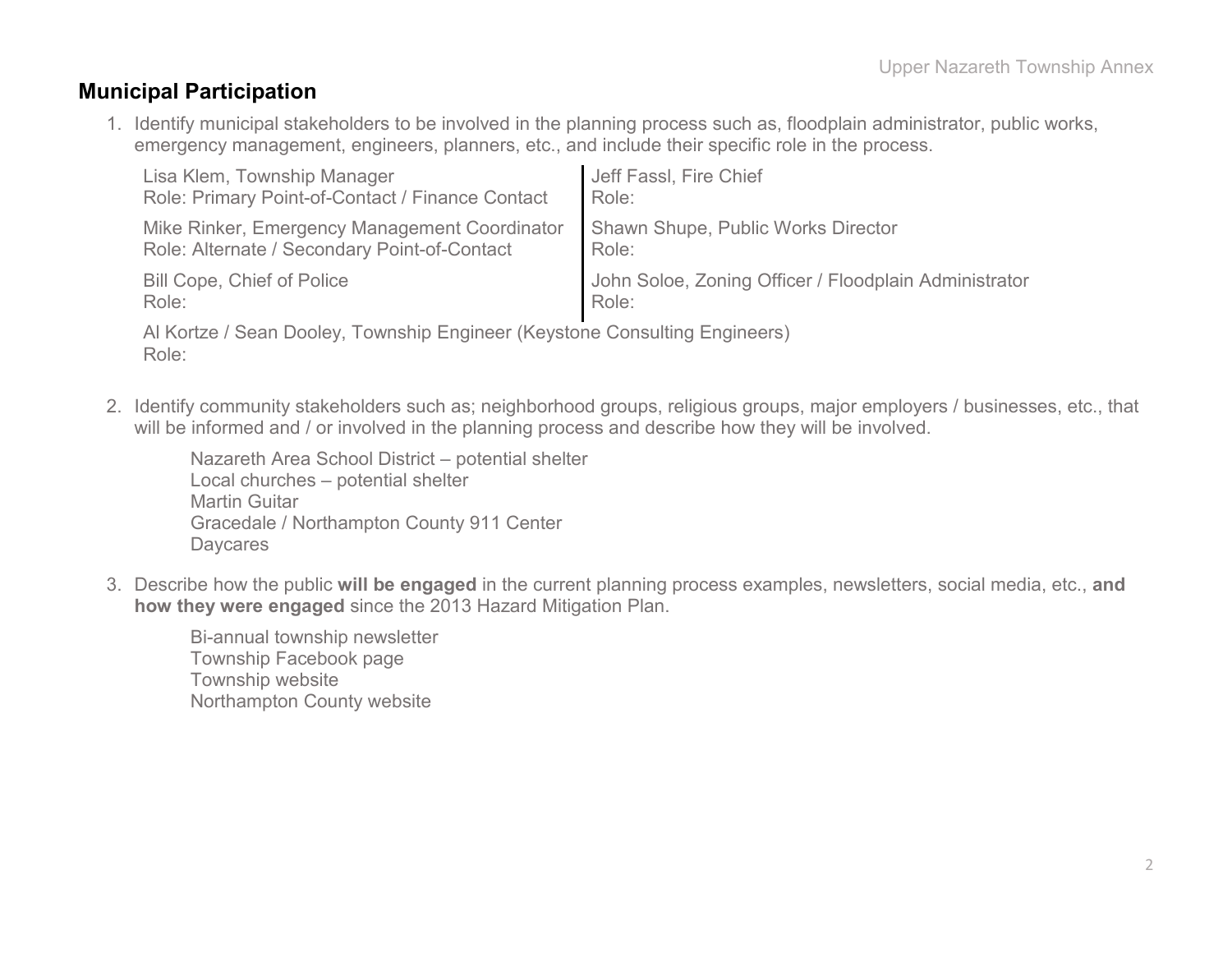## Municipal Participation

1. Identify municipal stakeholders to be involved in the planning process such as, floodplain administrator, public works, emergency management, engineers, planners, etc., and include their specific role in the process.

   Lisa Klem, Township Manager
   Role: Primary Point-of-Contact / Finance Contact

   Mike Rinker, Emergency Management Coordinator
   Role: Alternate / Secondary Point-of-Contact

   Bill Cope, Chief of Police
   Role:

   Jeff Fassl, Fire Chief
   Role:

   Shawn Shupe, Public Works Director
   Role:

   John Soloe, Zoning Officer / Floodplain Administrator
   Role:

   Al Kortze / Sean Dooley, Township Engineer (Keystone Consulting Engineers)
   Role:

2. Identify community stakeholders such as; neighborhood groups, religious groups, major employers / businesses, etc., that will be informed and / or involved in the planning process and describe how they will be involved.

   Nazareth Area School District – potential shelter
   Local churches – potential shelter
   Martin Guitar
   Gracedale / Northampton County 911 Center
   Daycares

3. Describe how the public **will be engaged** in the current planning process examples, newsletters, social media, etc., **and how they were engaged** since the 2013 Hazard Mitigation Plan.

   Bi-annual township newsletter
   Township Facebook page
   Township website
   Northampton County website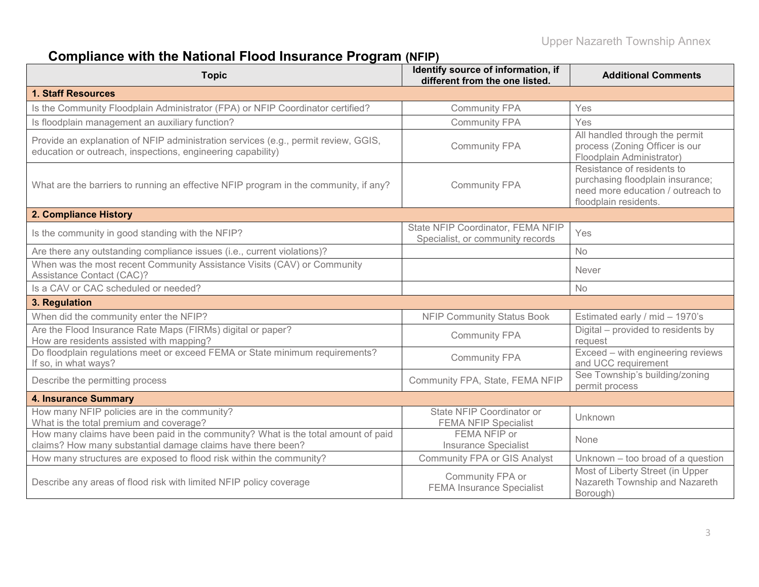## Compliance with the National Flood Insurance Program (NFIP)

| Topic | Identify source of information, if different from the one listed. | Additional Comments |
|---|---|---|
| **1. Staff Resources** | | |
| Is the Community Floodplain Administrator (FPA) or NFIP Coordinator certified? | Community FPA | Yes |
| Is floodplain management an auxiliary function? | Community FPA | Yes |
| Provide an explanation of NFIP administration services (e.g., permit review, GGIS, education or outreach, inspections, engineering capability) | Community FPA | All handled through the permit process (Zoning Officer is our Floodplain Administrator) |
| What are the barriers to running an effective NFIP program in the community, if any? | Community FPA | Resistance of residents to purchasing floodplain insurance; need more education / outreach to floodplain residents. |
| **2. Compliance History** | | |
| Is the community in good standing with the NFIP? | State NFIP Coordinator, FEMA NFIP Specialist, or community records | Yes |
| Are there any outstanding compliance issues (i.e., current violations)? | | No |
| When was the most recent Community Assistance Visits (CAV) or Community Assistance Contact (CAC)? | | Never |
| Is a CAV or CAC scheduled or needed? | | No |
| **3. Regulation** | | |
| When did the community enter the NFIP? | NFIP Community Status Book | Estimated early / mid – 1970's |
| Are the Flood Insurance Rate Maps (FIRMs) digital or paper? How are residents assisted with mapping? | Community FPA | Digital – provided to residents by request |
| Do floodplain regulations meet or exceed FEMA or State minimum requirements? If so, in what ways? | Community FPA | Exceed – with engineering reviews and UCC requirement |
| Describe the permitting process | Community FPA, State, FEMA NFIP | See Township's building/zoning permit process |
| **4. Insurance Summary** | | |
| How many NFIP policies are in the community? What is the total premium and coverage? | State NFIP Coordinator or FEMA NFIP Specialist | Unknown |
| How many claims have been paid in the community? What is the total amount of paid claims? How many substantial damage claims have there been? | FEMA NFIP or Insurance Specialist | None |
| How many structures are exposed to flood risk within the community? | Community FPA or GIS Analyst | Unknown – too broad of a question |
| Describe any areas of flood risk with limited NFIP policy coverage | Community FPA or FEMA Insurance Specialist | Most of Liberty Street (in Upper Nazareth Township and Nazareth Borough) |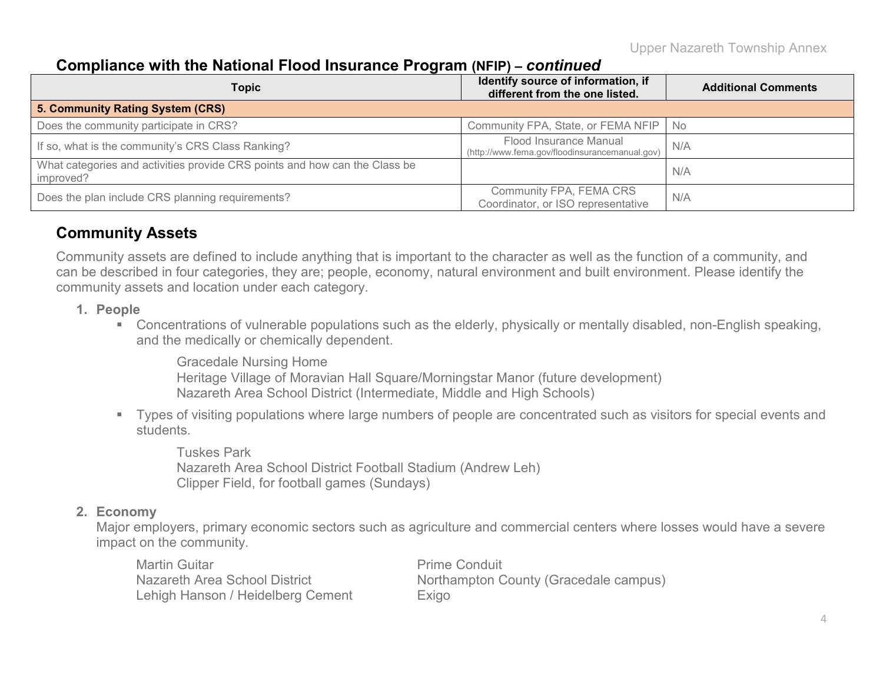## Compliance with the National Flood Insurance Program (NFIP) – *continued*

| Topic | Identify source of information, if different from the one listed. | Additional Comments |
| --- | --- | --- |
| **5. Community Rating System (CRS)** | | |
| Does the community participate in CRS? | Community FPA, State, or FEMA NFIP | No |
| If so, what is the community's CRS Class Ranking? | Flood Insurance Manual (http://www.fema.gov/floodinsurancemanual.gov) | N/A |
| What categories and activities provide CRS points and how can the Class be improved? | | N/A |
| Does the plan include CRS planning requirements? | Community FPA, FEMA CRS Coordinator, or ISO representative | N/A |

## Community Assets

Community assets are defined to include anything that is important to the character as well as the function of a community, and can be described in four categories, they are; people, economy, natural environment and built environment. Please identify the community assets and location under each category.

1. **People**
   - Concentrations of vulnerable populations such as the elderly, physically or mentally disabled, non-English speaking, and the medically or chemically dependent.

     Gracedale Nursing Home
     Heritage Village of Moravian Hall Square/Morningstar Manor (future development)
     Nazareth Area School District (Intermediate, Middle and High Schools)

   - Types of visiting populations where large numbers of people are concentrated such as visitors for special events and students.

     Tuskes Park
     Nazareth Area School District Football Stadium (Andrew Leh)
     Clipper Field, for football games (Sundays)

2. **Economy**
   Major employers, primary economic sectors such as agriculture and commercial centers where losses would have a severe impact on the community.

   Martin Guitar
   Nazareth Area School District
   Lehigh Hanson / Heidelberg Cement
   Prime Conduit
   Northampton County (Gracedale campus)
   Exigo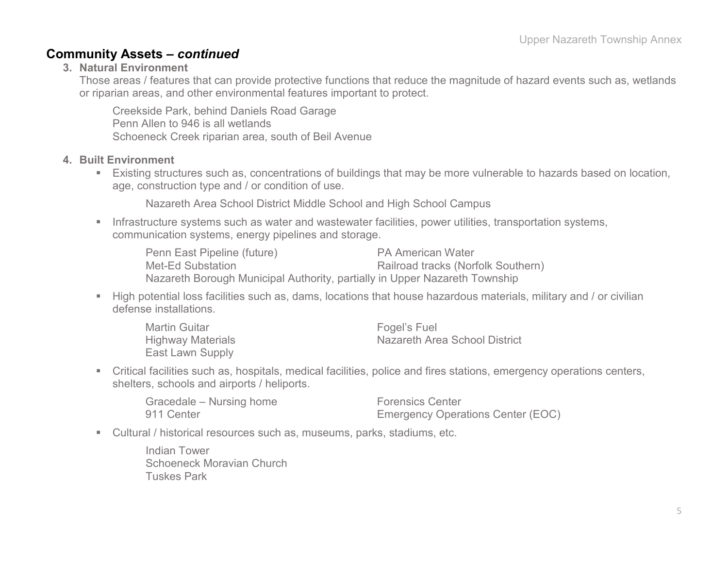## Community Assets – *continued*

3. **Natural Environment**
   Those areas / features that can provide protective functions that reduce the magnitude of hazard events such as, wetlands or riparian areas, and other environmental features important to protect.

   Creekside Park, behind Daniels Road Garage
   Penn Allen to 946 is all wetlands
   Schoeneck Creek riparian area, south of Beil Avenue

4. **Built Environment**
   - Existing structures such as, concentrations of buildings that may be more vulnerable to hazards based on location, age, construction type and / or condition of use.

     Nazareth Area School District Middle School and High School Campus

   - Infrastructure systems such as water and wastewater facilities, power utilities, transportation systems, communication systems, energy pipelines and storage.

     Penn East Pipeline (future)
     PA American Water
     Met-Ed Substation
     Railroad tracks (Norfolk Southern)
     Nazareth Borough Municipal Authority, partially in Upper Nazareth Township

   - High potential loss facilities such as, dams, locations that house hazardous materials, military and / or civilian defense installations.

     Martin Guitar
     Fogel's Fuel
     Highway Materials
     Nazareth Area School District
     East Lawn Supply

   - Critical facilities such as, hospitals, medical facilities, police and fires stations, emergency operations centers, shelters, schools and airports / heliports.

     Gracedale – Nursing home
     Forensics Center
     911 Center
     Emergency Operations Center (EOC)

   - Cultural / historical resources such as, museums, parks, stadiums, etc.

     Indian Tower
     Schoeneck Moravian Church
     Tuskes Park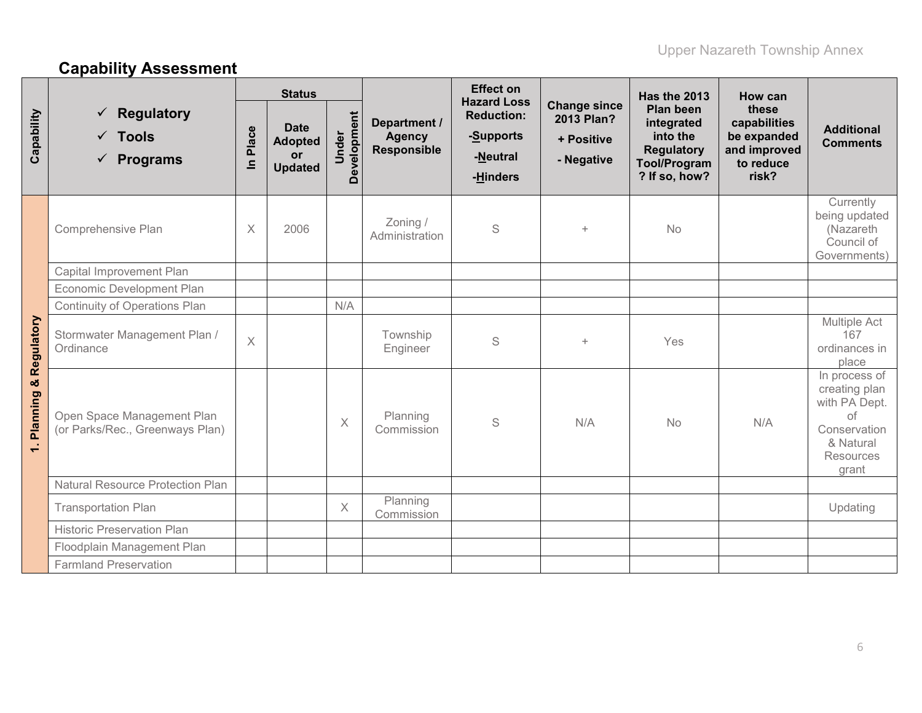## Capability Assessment

| Capability | ✓ Regulatory ✓ Tools ✓ Programs | Status | | | Department / Agency Responsible | Effect on Hazard Loss Reduction: -Supports -Neutral -Hinders | Change since 2013 Plan? + Positive - Negative | Has the 2013 Plan been integrated into the Regulatory Tool/Program? If so, how? | How can these capabilities be expanded and improved to reduce risk? | Additional Comments |
|---|---|---|---|---|---|---|---|---|---|---|
| | | In Place | Date Adopted or Updated | Under Development | | | | | | |
| 1. Planning & Regulatory | Comprehensive Plan | X | 2006 | | Zoning / Administration | S | + | No | | Currently being updated (Nazareth Council of Governments) |
| | Capital Improvement Plan | | | | | | | | | |
| | Economic Development Plan | | | | | | | | | |
| | Continuity of Operations Plan | | | N/A | | | | | | |
| | Stormwater Management Plan / Ordinance | X | | | Township Engineer | S | + | Yes | | Multiple Act 167 ordinances in place |
| | Open Space Management Plan (or Parks/Rec., Greenways Plan) | | | X | Planning Commission | S | N/A | No | N/A | In process of creating plan with PA Dept. of Conservation & Natural Resources grant |
| | Natural Resource Protection Plan | | | | | | | | | |
| | Transportation Plan | | | X | Planning Commission | | | | | Updating |
| | Historic Preservation Plan | | | | | | | | | |
| | Floodplain Management Plan | | | | | | | | | |
| | Farmland Preservation | | | | | | | | | |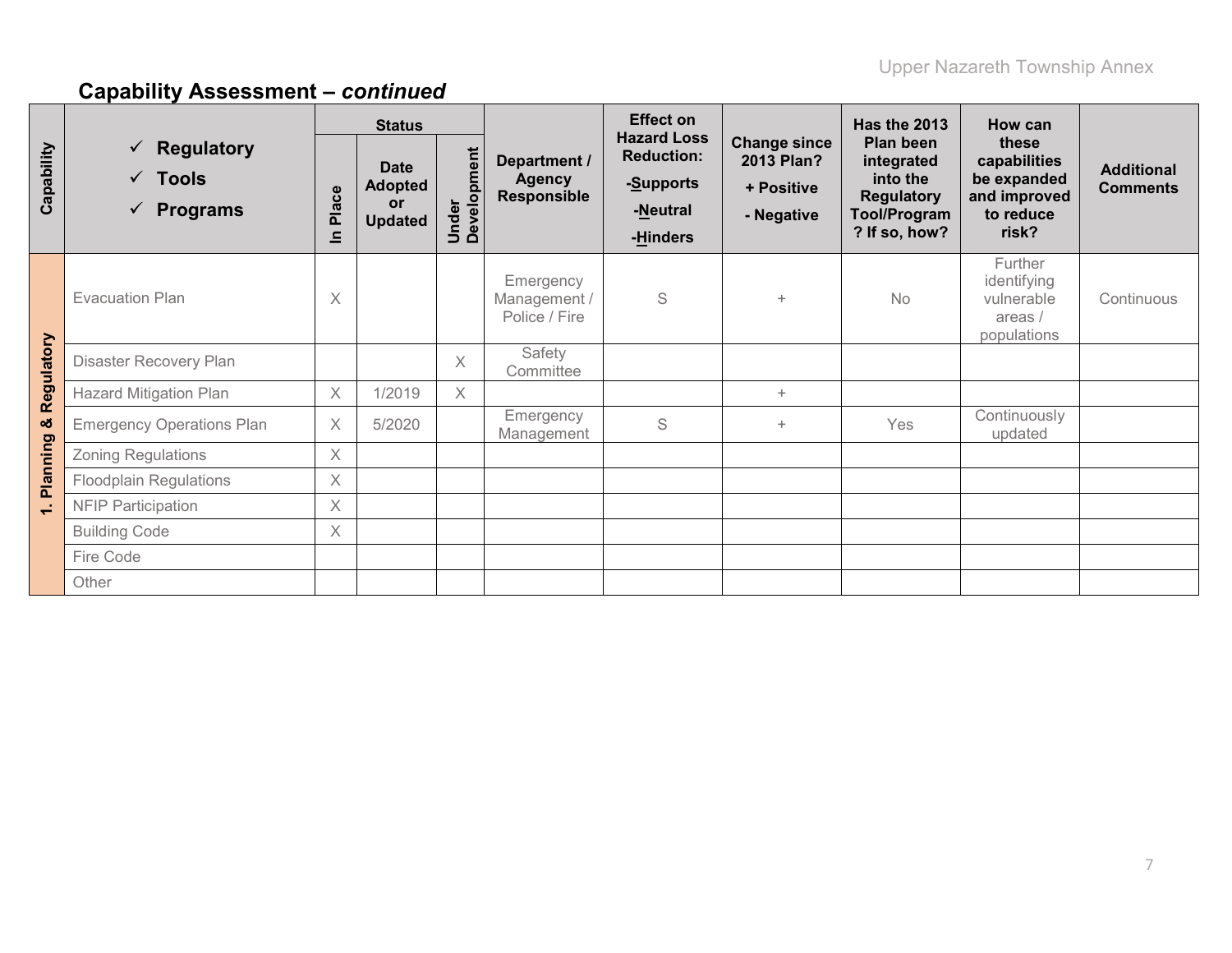## Capability Assessment – *continued*

| Capability | ✓ Regulatory ✓ Tools ✓ Programs | Status | | | Department / Agency Responsible | Effect on Hazard Loss Reduction: -Supports -Neutral -Hinders | Change since 2013 Plan? + Positive - Negative | Has the 2013 Plan been integrated into the Regulatory Tool/Program? If so, how? | How can these capabilities be expanded and improved to reduce risk? | Additional Comments |
|---|---|---|---|---|---|---|---|---|---|---|
| | | In Place | Date Adopted or Updated | Under Development | | | | | | |
| 1. Planning & Regulatory | Evacuation Plan | X | | | Emergency Management / Police / Fire | S | + | No | Further identifying vulnerable areas / populations | Continuous |
| | Disaster Recovery Plan | | | X | Safety Committee | | | | | |
| | Hazard Mitigation Plan | X | 1/2019 | X | | | + | | | |
| | Emergency Operations Plan | X | 5/2020 | | Emergency Management | S | + | Yes | Continuously updated | |
| | Zoning Regulations | X | | | | | | | | |
| | Floodplain Regulations | X | | | | | | | | |
| | NFIP Participation | X | | | | | | | | |
| | Building Code | X | | | | | | | | |
| | Fire Code | | | | | | | | | |
| | Other | | | | | | | | | |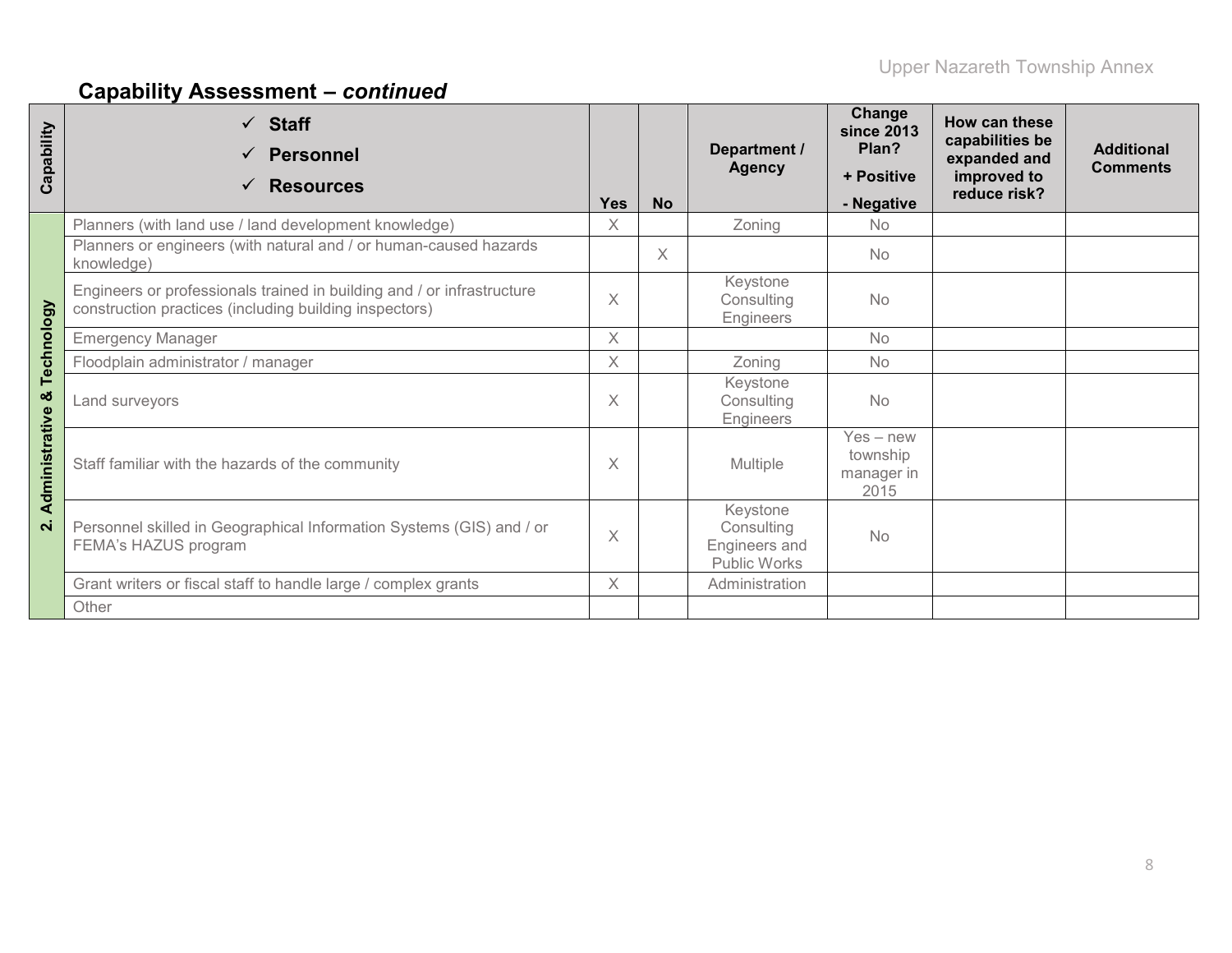## Capability Assessment – *continued*

| Capability | ✓ Staff<br>✓ Personnel<br>✓ Resources | Yes | No | Department / Agency | Change since 2013 Plan?<br>+ Positive<br>- Negative | How can these capabilities be expanded and improved to reduce risk? | Additional Comments |
|---|---|---|---|---|---|---|---|
| 2. Administrative & Technology | Planners (with land use / land development knowledge) | X | | Zoning | No | | |
| | Planners or engineers (with natural and / or human-caused hazards knowledge) | | X | | No | | |
| | Engineers or professionals trained in building and / or infrastructure construction practices (including building inspectors) | X | | Keystone Consulting Engineers | No | | |
| | Emergency Manager | X | | | No | | |
| | Floodplain administrator / manager | X | | Zoning | No | | |
| | Land surveyors | X | | Keystone Consulting Engineers | No | | |
| | Staff familiar with the hazards of the community | X | | Multiple | Yes – new township manager in 2015 | | |
| | Personnel skilled in Geographical Information Systems (GIS) and / or FEMA's HAZUS program | X | | Keystone Consulting Engineers and Public Works | No | | |
| | Grant writers or fiscal staff to handle large / complex grants | X | | Administration | | | |
| | Other | | | | | | |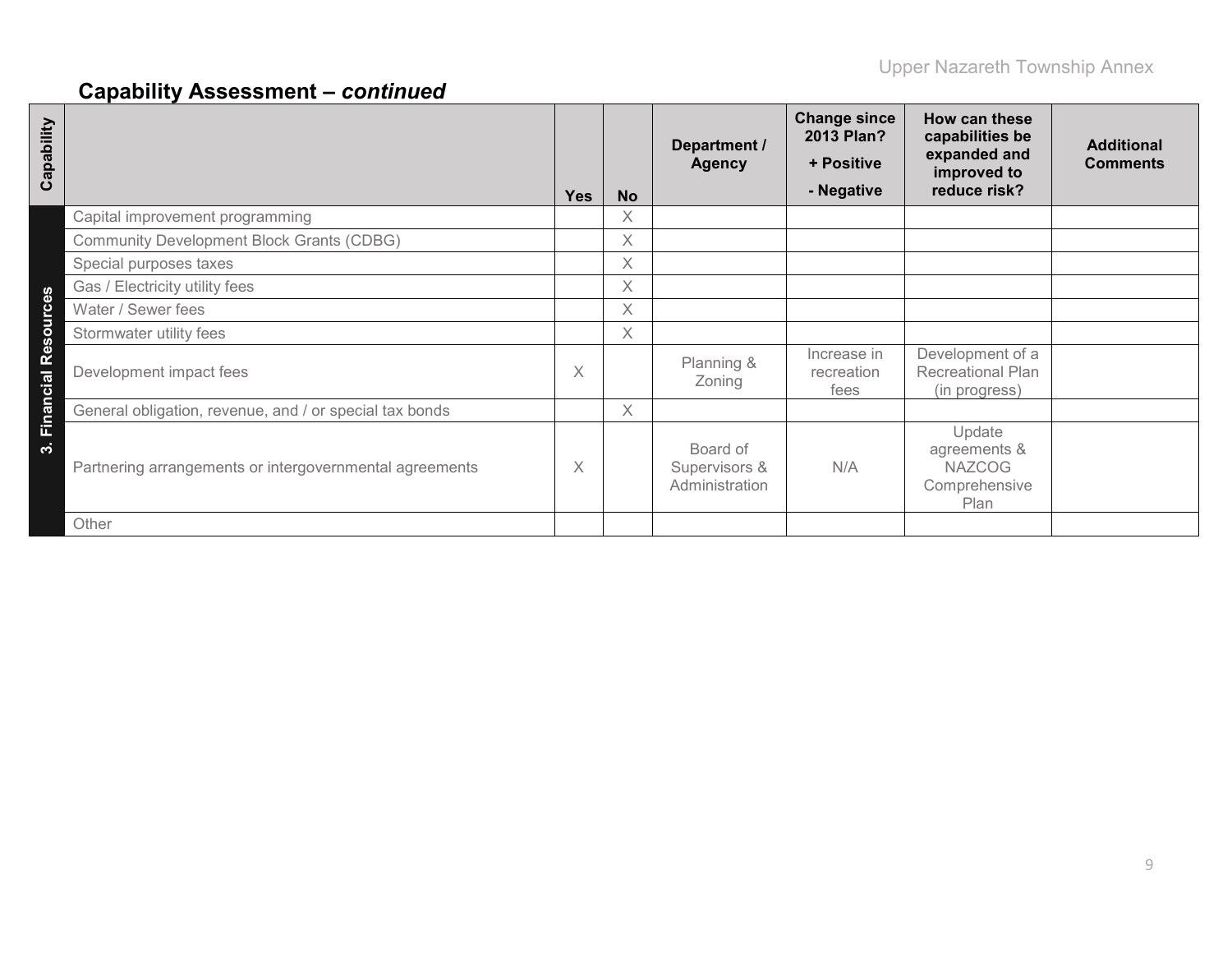## Capability Assessment – *continued*

| Capability | | Yes | No | Department / Agency | Change since 2013 Plan? + Positive - Negative | How can these capabilities be expanded and improved to reduce risk? | Additional Comments |
|---|---|---|---|---|---|---|---|
| 3. Financial Resources | Capital improvement programming | | X | | | | |
| | Community Development Block Grants (CDBG) | | X | | | | |
| | Special purposes taxes | | X | | | | |
| | Gas / Electricity utility fees | | X | | | | |
| | Water / Sewer fees | | X | | | | |
| | Stormwater utility fees | | X | | | | |
| | Development impact fees | X | | Planning & Zoning | Increase in recreation fees | Development of a Recreational Plan (in progress) | |
| | General obligation, revenue, and / or special tax bonds | | X | | | | |
| | Partnering arrangements or intergovernmental agreements | X | | Board of Supervisors & Administration | N/A | Update agreements & NAZCOG Comprehensive Plan | |
| | Other | | | | | | |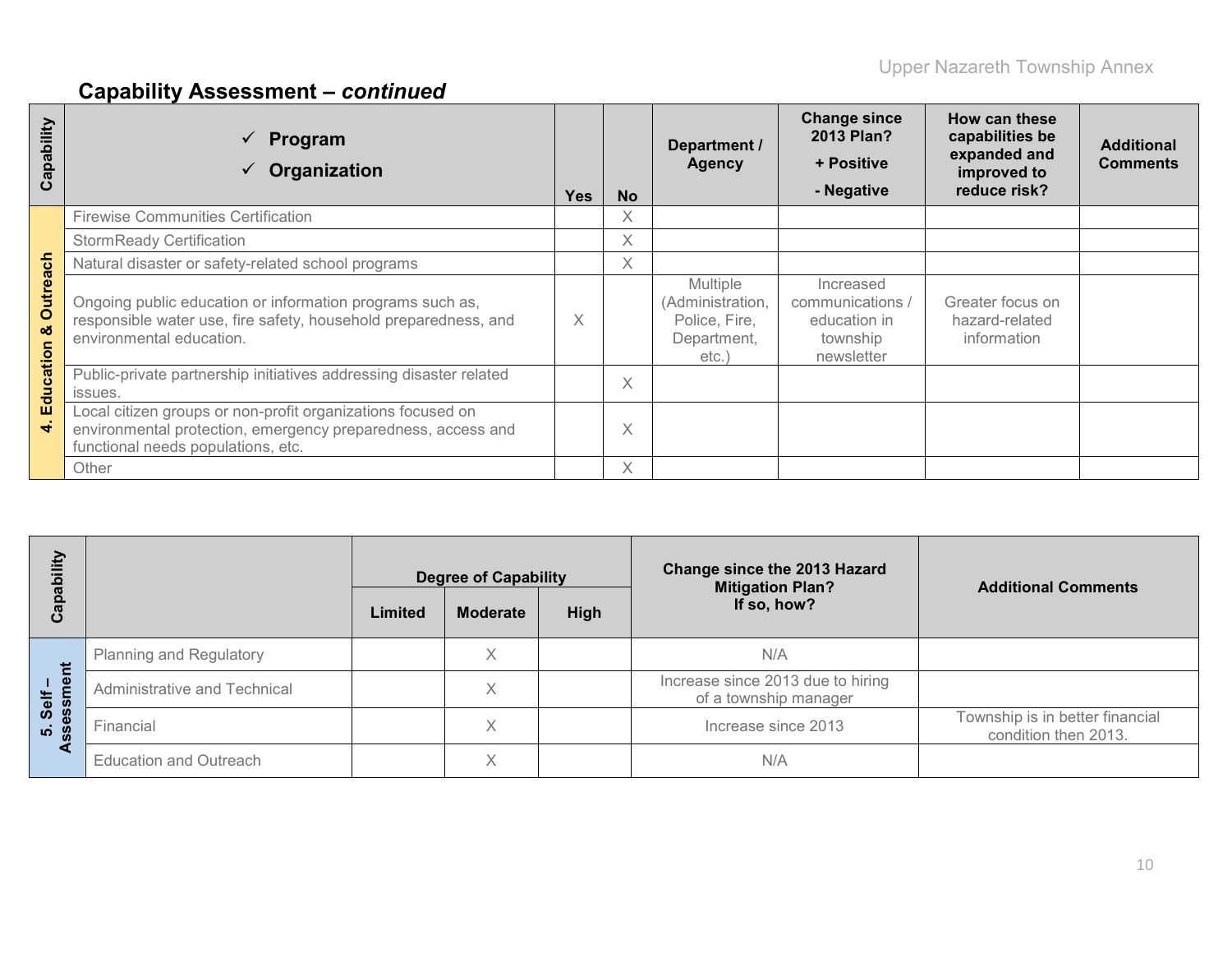## Capability Assessment – *continued*

| Capability | ✓ Program<br>✓ Organization | Yes | No | Department / Agency | Change since 2013 Plan?<br>+ Positive<br>- Negative | How can these capabilities be expanded and improved to reduce risk? | Additional Comments |
|---|---|---|---|---|---|---|---|
| 4. Education & Outreach | Firewise Communities Certification | | X | | | | |
| | StormReady Certification | | X | | | | |
| | Natural disaster or safety-related school programs | | X | | | | |
| | Ongoing public education or information programs such as, responsible water use, fire safety, household preparedness, and environmental education. | X | | Multiple (Administration, Police, Fire, Department, etc.) | Increased communications / education in township newsletter | Greater focus on hazard-related information | |
| | Public-private partnership initiatives addressing disaster related issues. | | X | | | | |
| | Local citizen groups or non-profit organizations focused on environmental protection, emergency preparedness, access and functional needs populations, etc. | | X | | | | |
| | Other | | X | | | | |

| Capability | | Degree of Capability | | | Change since the 2013 Hazard Mitigation Plan? If so, how? | Additional Comments |
|---|---|---|---|---|---|---|
| | | Limited | Moderate | High | | |
| 5. Self – Assessment | Planning and Regulatory | | X | | N/A | |
| | Administrative and Technical | | X | | Increase since 2013 due to hiring of a township manager | |
| | Financial | | X | | Increase since 2013 | Township is in better financial condition then 2013. |
| | Education and Outreach | | X | | N/A | |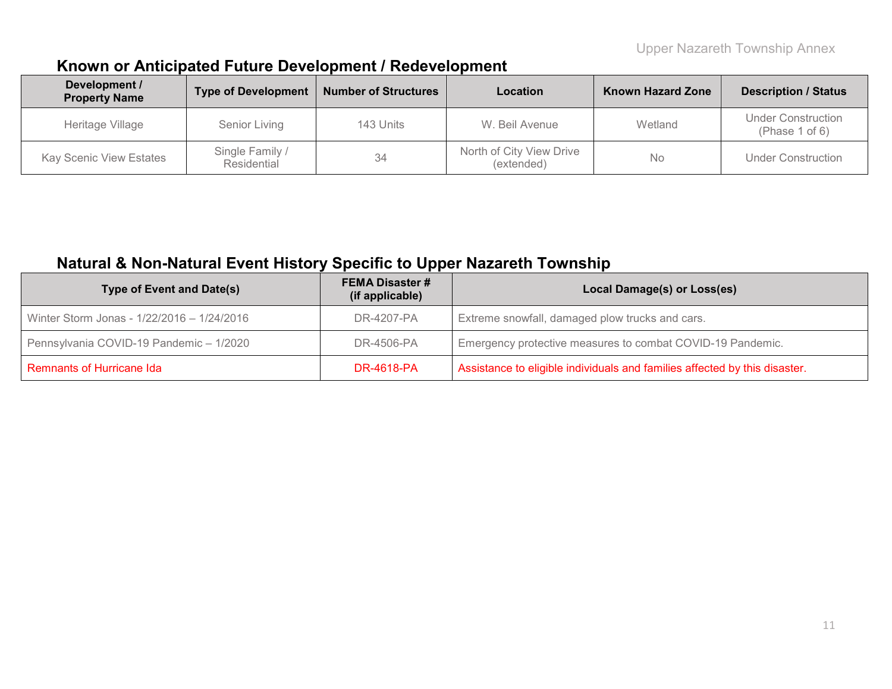## Known or Anticipated Future Development / Redevelopment

| Development / Property Name | Type of Development | Number of Structures | Location | Known Hazard Zone | Description / Status |
|---|---|---|---|---|---|
| Heritage Village | Senior Living | 143 Units | W. Beil Avenue | Wetland | Under Construction (Phase 1 of 6) |
| Kay Scenic View Estates | Single Family / Residential | 34 | North of City View Drive (extended) | No | Under Construction |

## Natural & Non-Natural Event History Specific to Upper Nazareth Township

| Type of Event and Date(s) | FEMA Disaster # (if applicable) | Local Damage(s) or Loss(es) |
|---|---|---|
| Winter Storm Jonas - 1/22/2016 – 1/24/2016 | DR-4207-PA | Extreme snowfall, damaged plow trucks and cars. |
| Pennsylvania COVID-19 Pandemic – 1/2020 | DR-4506-PA | Emergency protective measures to combat COVID-19 Pandemic. |
| Remnants of Hurricane Ida | DR-4618-PA | Assistance to eligible individuals and families affected by this disaster. |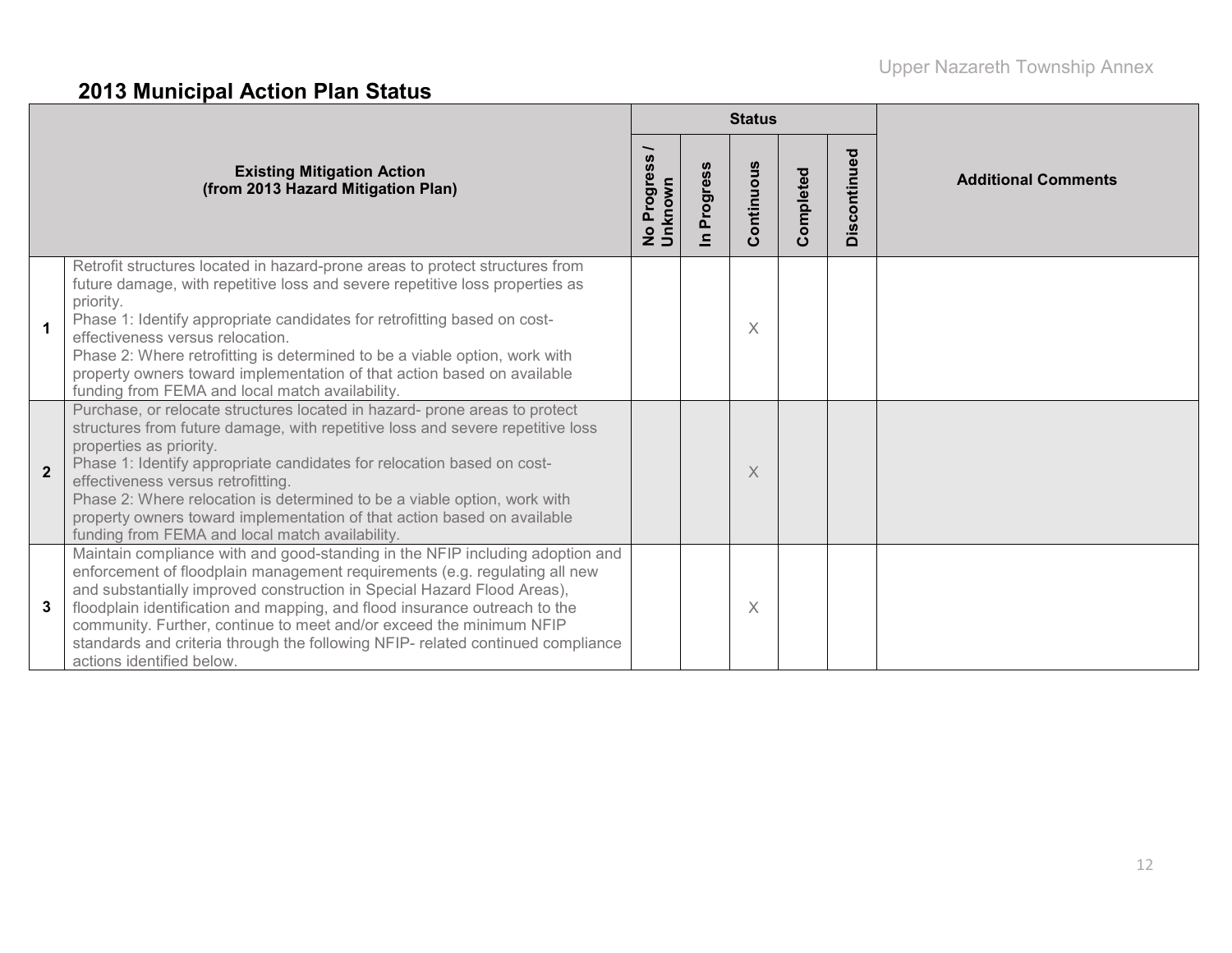## 2013 Municipal Action Plan Status

| | Existing Mitigation Action (from 2013 Hazard Mitigation Plan) | Status | | | | | Additional Comments |
|---|---|---|---|---|---|---|---|
| | | No Progress / Unknown | In Progress | Continuous | Completed | Discontinued | |
| 1 | Retrofit structures located in hazard-prone areas to protect structures from future damage, with repetitive loss and severe repetitive loss properties as priority.<br>Phase 1: Identify appropriate candidates for retrofitting based on cost-effectiveness versus relocation.<br>Phase 2: Where retrofitting is determined to be a viable option, work with property owners toward implementation of that action based on available funding from FEMA and local match availability. | | | X | | | |
| 2 | Purchase, or relocate structures located in hazard- prone areas to protect structures from future damage, with repetitive loss and severe repetitive loss properties as priority.<br>Phase 1: Identify appropriate candidates for relocation based on cost-effectiveness versus retrofitting.<br>Phase 2: Where relocation is determined to be a viable option, work with property owners toward implementation of that action based on available funding from FEMA and local match availability. | | | X | | | |
| 3 | Maintain compliance with and good-standing in the NFIP including adoption and enforcement of floodplain management requirements (e.g. regulating all new and substantially improved construction in Special Hazard Flood Areas), floodplain identification and mapping, and flood insurance outreach to the community. Further, continue to meet and/or exceed the minimum NFIP standards and criteria through the following NFIP- related continued compliance actions identified below. | | | X | | | |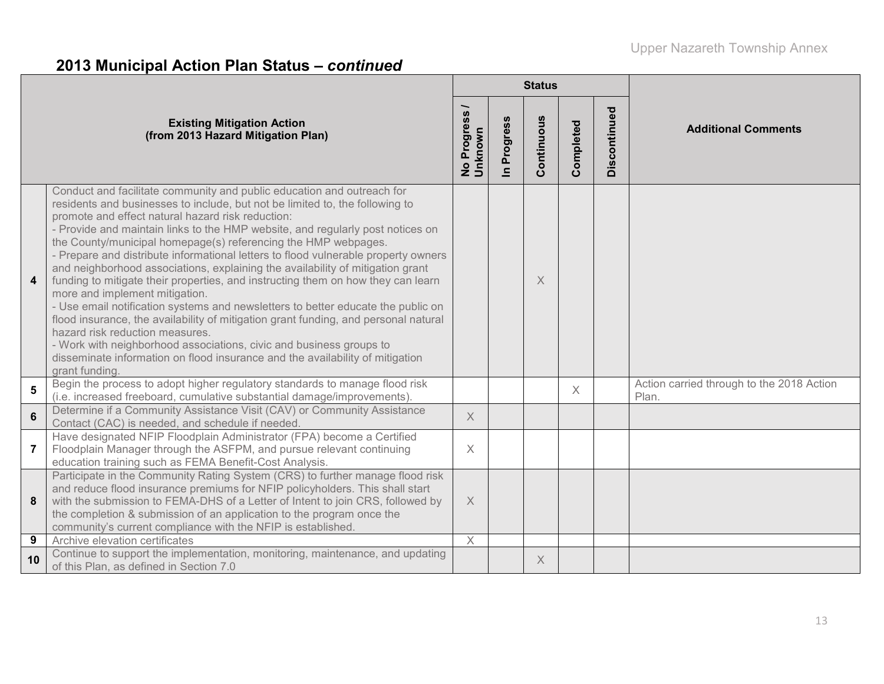## 2013 Municipal Action Plan Status – *continued*

| | Existing Mitigation Action (from 2013 Hazard Mitigation Plan) | Status | | | | | Additional Comments |
|---|---|---|---|---|---|---|---|
| | | No Progress / Unknown | In Progress | Continuous | Completed | Discontinued | |
| 4 | Conduct and facilitate community and public education and outreach for residents and businesses to include, but not be limited to, the following to promote and effect natural hazard risk reduction:<br>- Provide and maintain links to the HMP website, and regularly post notices on the County/municipal homepage(s) referencing the HMP webpages.<br>- Prepare and distribute informational letters to flood vulnerable property owners and neighborhood associations, explaining the availability of mitigation grant funding to mitigate their properties, and instructing them on how they can learn more and implement mitigation.<br>- Use email notification systems and newsletters to better educate the public on flood insurance, the availability of mitigation grant funding, and personal natural hazard risk reduction measures.<br>- Work with neighborhood associations, civic and business groups to disseminate information on flood insurance and the availability of mitigation grant funding. | | | X | | | |
| 5 | Begin the process to adopt higher regulatory standards to manage flood risk (i.e. increased freeboard, cumulative substantial damage/improvements). | | | | X | | Action carried through to the 2018 Action Plan. |
| 6 | Determine if a Community Assistance Visit (CAV) or Community Assistance Contact (CAC) is needed, and schedule if needed. | X | | | | | |
| 7 | Have designated NFIP Floodplain Administrator (FPA) become a Certified Floodplain Manager through the ASFPM, and pursue relevant continuing education training such as FEMA Benefit-Cost Analysis. | X | | | | | |
| 8 | Participate in the Community Rating System (CRS) to further manage flood risk and reduce flood insurance premiums for NFIP policyholders. This shall start with the submission to FEMA-DHS of a Letter of Intent to join CRS, followed by the completion & submission of an application to the program once the community's current compliance with the NFIP is established. | X | | | | | |
| 9 | Archive elevation certificates | X | | | | | |
| 10 | Continue to support the implementation, monitoring, maintenance, and updating of this Plan, as defined in Section 7.0 | | | X | | | |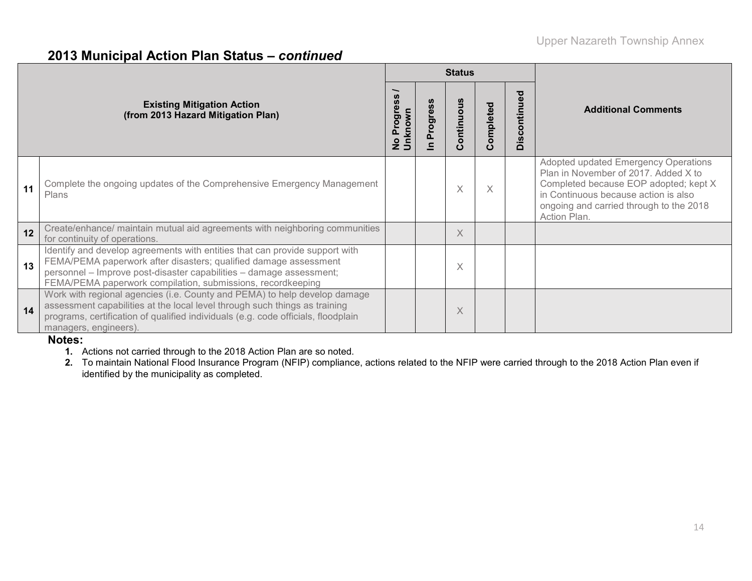## 2013 Municipal Action Plan Status – *continued*

| | Existing Mitigation Action (from 2013 Hazard Mitigation Plan) | Status | | | | | Additional Comments |
|---|---|---|---|---|---|---|---|
| | | No Progress / Unknown | In Progress | Continuous | Completed | Discontinued | |
| 11 | Complete the ongoing updates of the Comprehensive Emergency Management Plans | | | X | X | | Adopted updated Emergency Operations Plan in November of 2017. Added X to Completed because EOP adopted; kept X in Continuous because action is also ongoing and carried through to the 2018 Action Plan. |
| 12 | Create/enhance/ maintain mutual aid agreements with neighboring communities for continuity of operations. | | | X | | | |
| 13 | Identify and develop agreements with entities that can provide support with FEMA/PEMA paperwork after disasters; qualified damage assessment personnel – Improve post-disaster capabilities – damage assessment; FEMA/PEMA paperwork compilation, submissions, recordkeeping | | | X | | | |
| 14 | Work with regional agencies (i.e. County and PEMA) to help develop damage assessment capabilities at the local level through such things as training programs, certification of qualified individuals (e.g. code officials, floodplain managers, engineers). | | | X | | | |

**Notes:**

1. Actions not carried through to the 2018 Action Plan are so noted.
2. To maintain National Flood Insurance Program (NFIP) compliance, actions related to the NFIP were carried through to the 2018 Action Plan even if identified by the municipality as completed.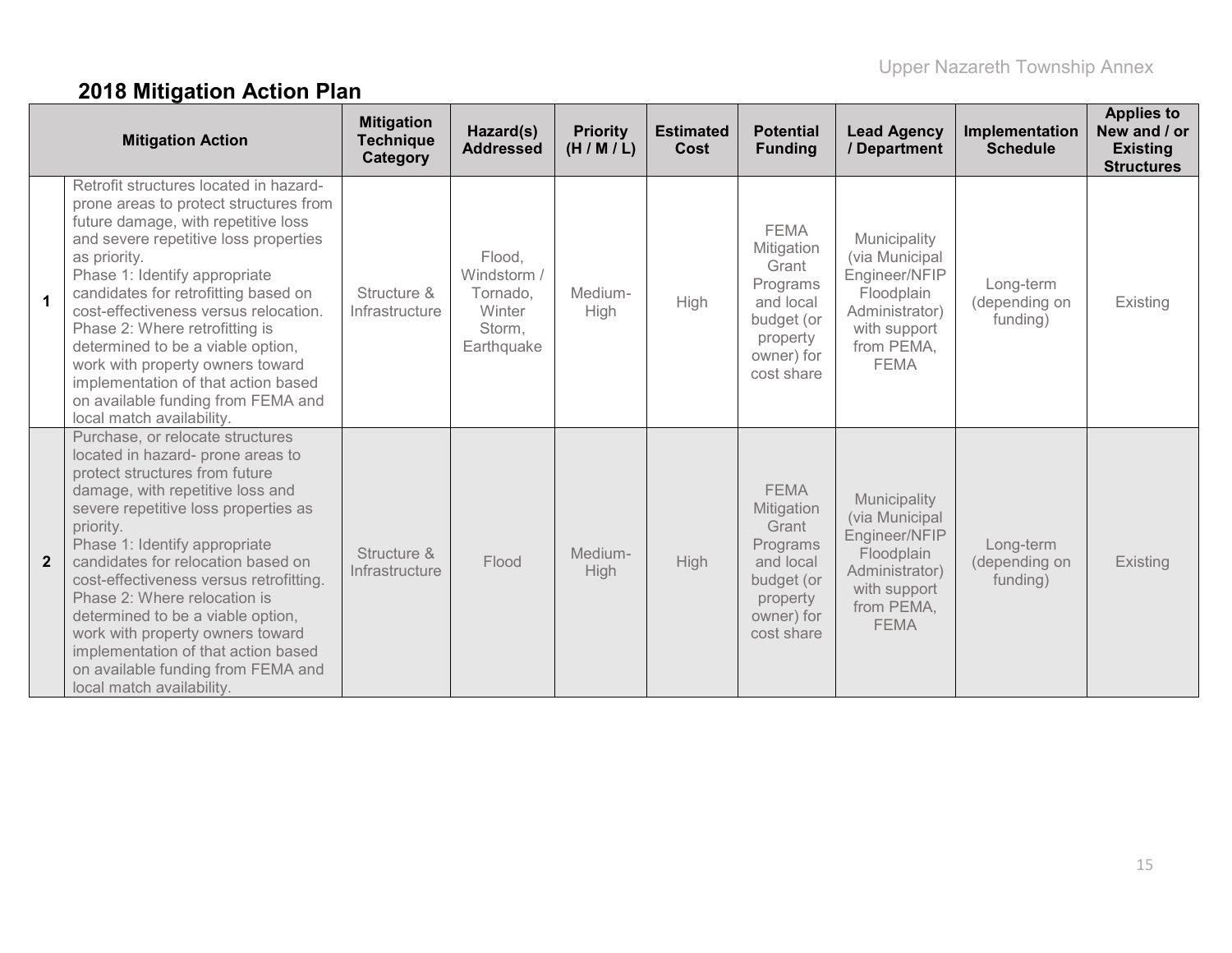## 2018 Mitigation Action Plan

| | Mitigation Action | Mitigation Technique Category | Hazard(s) Addressed | Priority (H / M / L) | Estimated Cost | Potential Funding | Lead Agency / Department | Implementation Schedule | Applies to New and / or Existing Structures |
|---|---|---|---|---|---|---|---|---|---|
| 1 | Retrofit structures located in hazard-prone areas to protect structures from future damage, with repetitive loss and severe repetitive loss properties as priority.<br>Phase 1: Identify appropriate candidates for retrofitting based on cost-effectiveness versus relocation.<br>Phase 2: Where retrofitting is determined to be a viable option, work with property owners toward implementation of that action based on available funding from FEMA and local match availability. | Structure & Infrastructure | Flood, Windstorm / Tornado, Winter Storm, Earthquake | Medium-High | High | FEMA Mitigation Grant Programs and local budget (or property owner) for cost share | Municipality (via Municipal Engineer/NFIP Floodplain Administrator) with support from PEMA, FEMA | Long-term (depending on funding) | Existing |
| 2 | Purchase, or relocate structures located in hazard- prone areas to protect structures from future damage, with repetitive loss and severe repetitive loss properties as priority.<br>Phase 1: Identify appropriate candidates for relocation based on cost-effectiveness versus retrofitting.<br>Phase 2: Where relocation is determined to be a viable option, work with property owners toward implementation of that action based on available funding from FEMA and local match availability. | Structure & Infrastructure | Flood | Medium-High | High | FEMA Mitigation Grant Programs and local budget (or property owner) for cost share | Municipality (via Municipal Engineer/NFIP Floodplain Administrator) with support from PEMA, FEMA | Long-term (depending on funding) | Existing |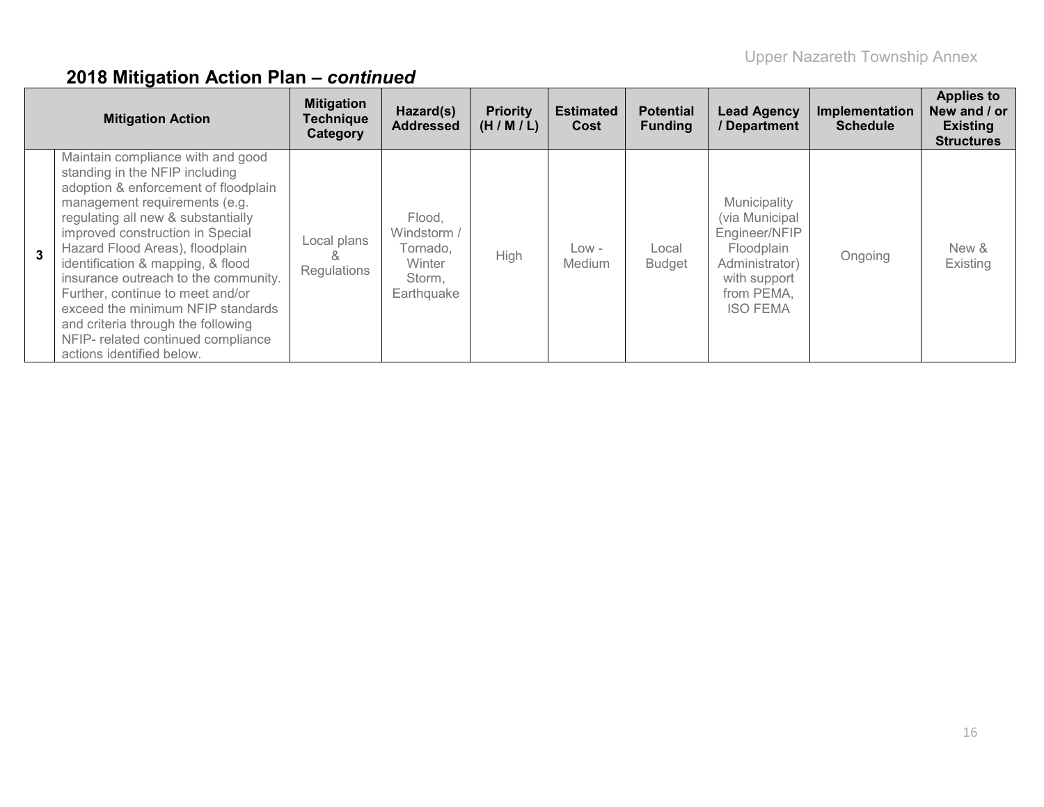## 2018 Mitigation Action Plan – *continued*

| | Mitigation Action | Mitigation Technique Category | Hazard(s) Addressed | Priority (H / M / L) | Estimated Cost | Potential Funding | Lead Agency / Department | Implementation Schedule | Applies to New and / or Existing Structures |
|---|---|---|---|---|---|---|---|---|---|
| **3** | Maintain compliance with and good standing in the NFIP including adoption & enforcement of floodplain management requirements (e.g. regulating all new & substantially improved construction in Special Hazard Flood Areas), floodplain identification & mapping, & flood insurance outreach to the community. Further, continue to meet and/or exceed the minimum NFIP standards and criteria through the following NFIP- related continued compliance actions identified below. | Local plans & Regulations | Flood, Windstorm / Tornado, Winter Storm, Earthquake | High | Low - Medium | Local Budget | Municipality (via Municipal Engineer/NFIP Floodplain Administrator) with support from PEMA, ISO FEMA | Ongoing | New & Existing |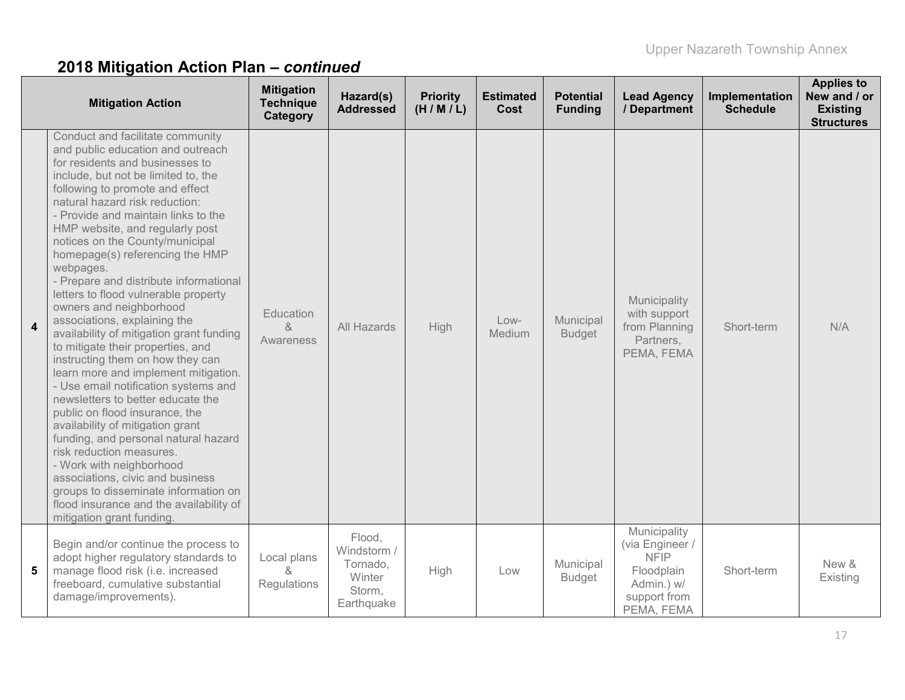## 2018 Mitigation Action Plan – *continued*

| | Mitigation Action | Mitigation Technique Category | Hazard(s) Addressed | Priority (H / M / L) | Estimated Cost | Potential Funding | Lead Agency / Department | Implementation Schedule | Applies to New and / or Existing Structures |
|---|---|---|---|---|---|---|---|---|---|
| 4 | Conduct and facilitate community and public education and outreach for residents and businesses to include, but not be limited to, the following to promote and effect natural hazard risk reduction:<br>- Provide and maintain links to the HMP website, and regularly post notices on the County/municipal homepage(s) referencing the HMP webpages.<br>- Prepare and distribute informational letters to flood vulnerable property owners and neighborhood associations, explaining the availability of mitigation grant funding to mitigate their properties, and instructing them on how they can learn more and implement mitigation.<br>- Use email notification systems and newsletters to better educate the public on flood insurance, the availability of mitigation grant funding, and personal natural hazard risk reduction measures.<br>- Work with neighborhood associations, civic and business groups to disseminate information on flood insurance and the availability of mitigation grant funding. | Education & Awareness | All Hazards | High | Low-Medium | Municipal Budget | Municipality with support from Planning Partners, PEMA, FEMA | Short-term | N/A |
| 5 | Begin and/or continue the process to adopt higher regulatory standards to manage flood risk (i.e. increased freeboard, cumulative substantial damage/improvements). | Local plans & Regulations | Flood, Windstorm / Tornado, Winter Storm, Earthquake | High | Low | Municipal Budget | Municipality (via Engineer / NFIP Floodplain Admin.) w/ support from PEMA, FEMA | Short-term | New & Existing |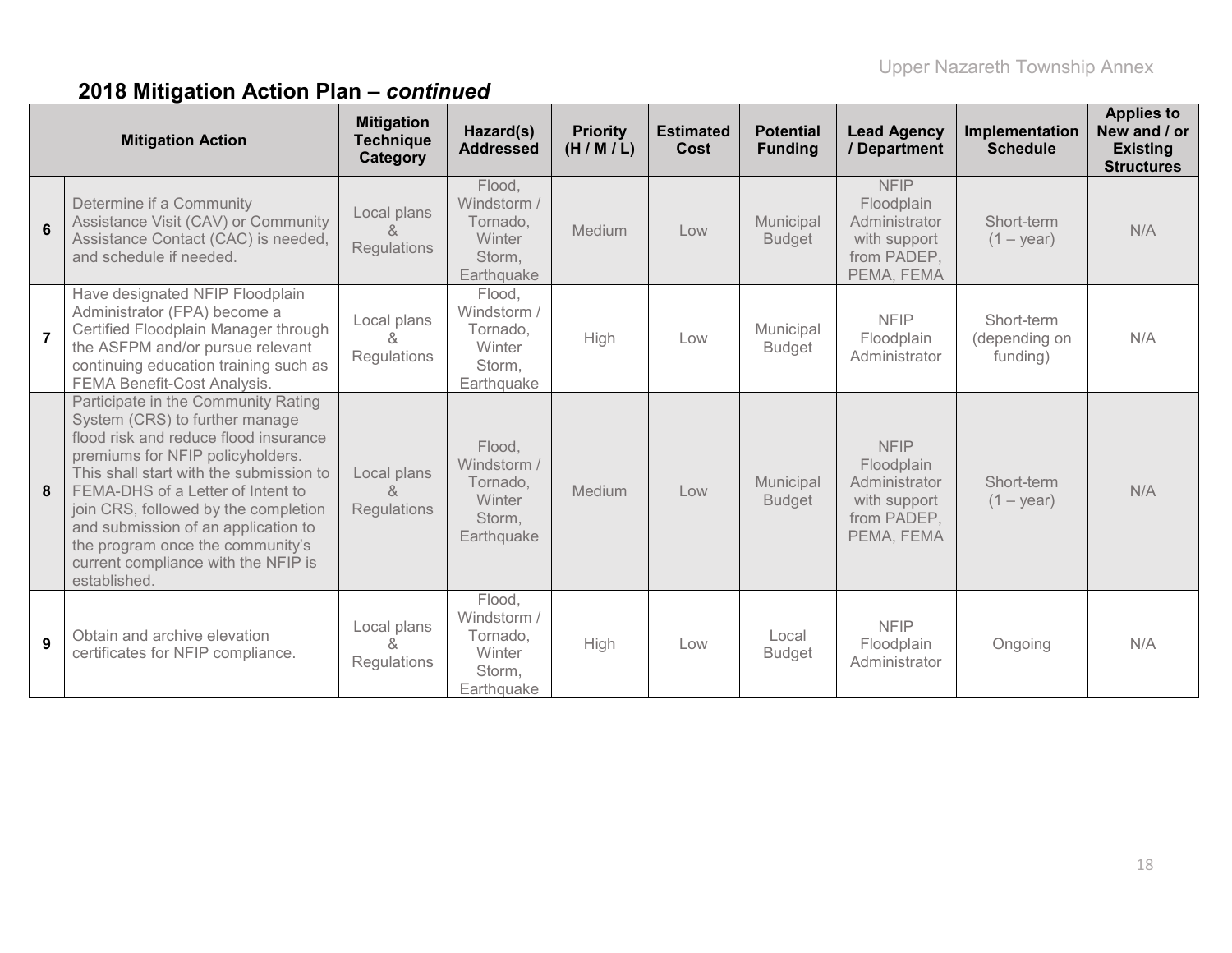## 2018 Mitigation Action Plan – *continued*

| | Mitigation Action | Mitigation Technique Category | Hazard(s) Addressed | Priority (H / M / L) | Estimated Cost | Potential Funding | Lead Agency / Department | Implementation Schedule | Applies to New and / or Existing Structures |
|---|---|---|---|---|---|---|---|---|---|
| **6** | Determine if a Community Assistance Visit (CAV) or Community Assistance Contact (CAC) is needed, and schedule if needed. | Local plans & Regulations | Flood, Windstorm / Tornado, Winter Storm, Earthquake | Medium | Low | Municipal Budget | NFIP Floodplain Administrator with support from PADEP, PEMA, FEMA | Short-term (1 – year) | N/A |
| **7** | Have designated NFIP Floodplain Administrator (FPA) become a Certified Floodplain Manager through the ASFPM and/or pursue relevant continuing education training such as FEMA Benefit-Cost Analysis. | Local plans & Regulations | Flood, Windstorm / Tornado, Winter Storm, Earthquake | High | Low | Municipal Budget | NFIP Floodplain Administrator | Short-term (depending on funding) | N/A |
| **8** | Participate in the Community Rating System (CRS) to further manage flood risk and reduce flood insurance premiums for NFIP policyholders. This shall start with the submission to FEMA-DHS of a Letter of Intent to join CRS, followed by the completion and submission of an application to the program once the community's current compliance with the NFIP is established. | Local plans & Regulations | Flood, Windstorm / Tornado, Winter Storm, Earthquake | Medium | Low | Municipal Budget | NFIP Floodplain Administrator with support from PADEP, PEMA, FEMA | Short-term (1 – year) | N/A |
| **9** | Obtain and archive elevation certificates for NFIP compliance. | Local plans & Regulations | Flood, Windstorm / Tornado, Winter Storm, Earthquake | High | Low | Local Budget | NFIP Floodplain Administrator | Ongoing | N/A |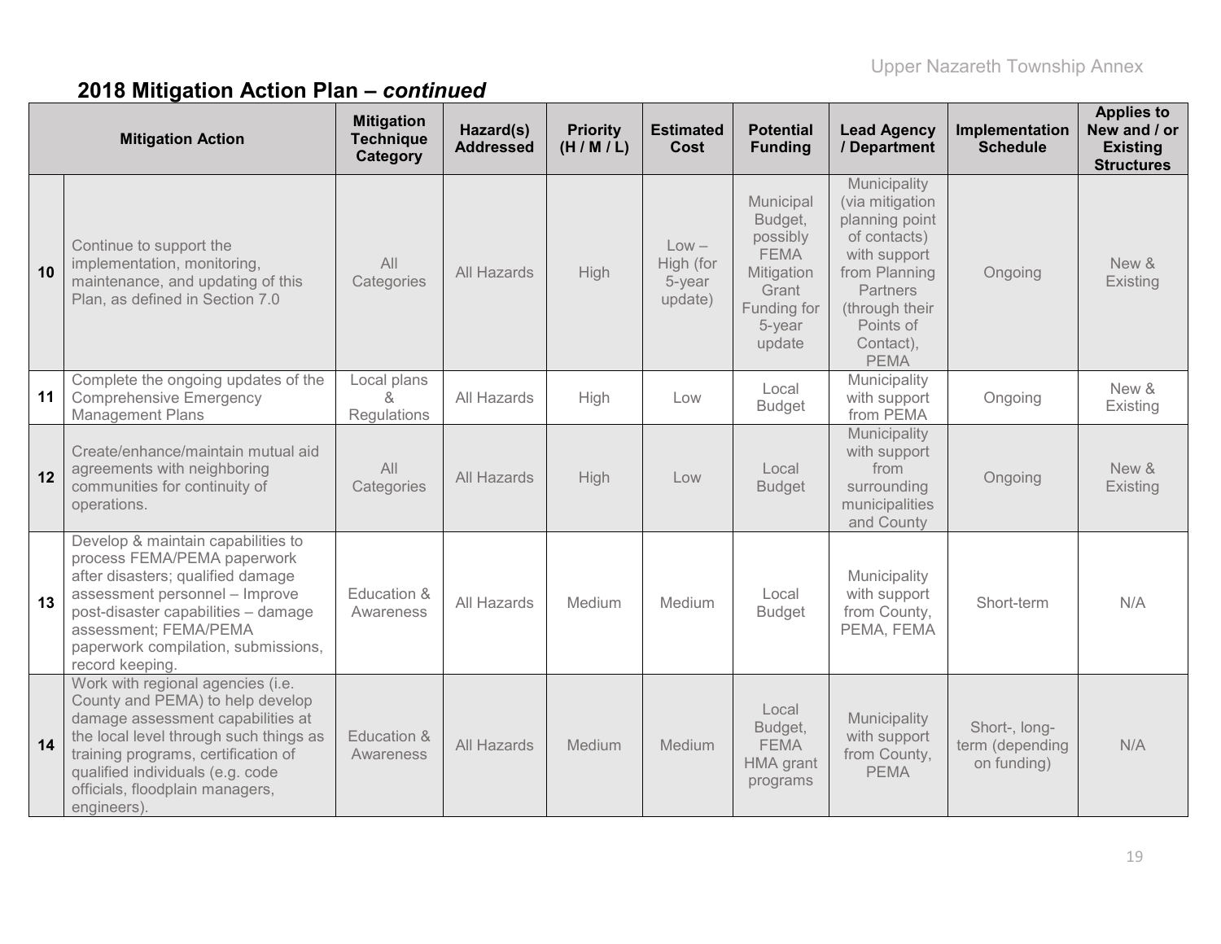## 2018 Mitigation Action Plan – *continued*

| | Mitigation Action | Mitigation Technique Category | Hazard(s) Addressed | Priority (H / M / L) | Estimated Cost | Potential Funding | Lead Agency / Department | Implementation Schedule | Applies to New and / or Existing Structures |
|---|---|---|---|---|---|---|---|---|---|
| 10 | Continue to support the implementation, monitoring, maintenance, and updating of this Plan, as defined in Section 7.0 | All Categories | All Hazards | High | Low – High (for 5-year update) | Municipal Budget, possibly FEMA Mitigation Grant Funding for 5-year update | Municipality (via mitigation planning point of contacts) with support from Planning Partners (through their Points of Contact), PEMA | Ongoing | New & Existing |
| 11 | Complete the ongoing updates of the Comprehensive Emergency Management Plans | Local plans & Regulations | All Hazards | High | Low | Local Budget | Municipality with support from PEMA | Ongoing | New & Existing |
| 12 | Create/enhance/maintain mutual aid agreements with neighboring communities for continuity of operations. | All Categories | All Hazards | High | Low | Local Budget | Municipality with support from surrounding municipalities and County | Ongoing | New & Existing |
| 13 | Develop & maintain capabilities to process FEMA/PEMA paperwork after disasters; qualified damage assessment personnel – Improve post-disaster capabilities – damage assessment; FEMA/PEMA paperwork compilation, submissions, record keeping. | Education & Awareness | All Hazards | Medium | Medium | Local Budget | Municipality with support from County, PEMA, FEMA | Short-term | N/A |
| 14 | Work with regional agencies (i.e. County and PEMA) to help develop damage assessment capabilities at the local level through such things as training programs, certification of qualified individuals (e.g. code officials, floodplain managers, engineers). | Education & Awareness | All Hazards | Medium | Medium | Local Budget, FEMA HMA grant programs | Municipality with support from County, PEMA | Short-, long-term (depending on funding) | N/A |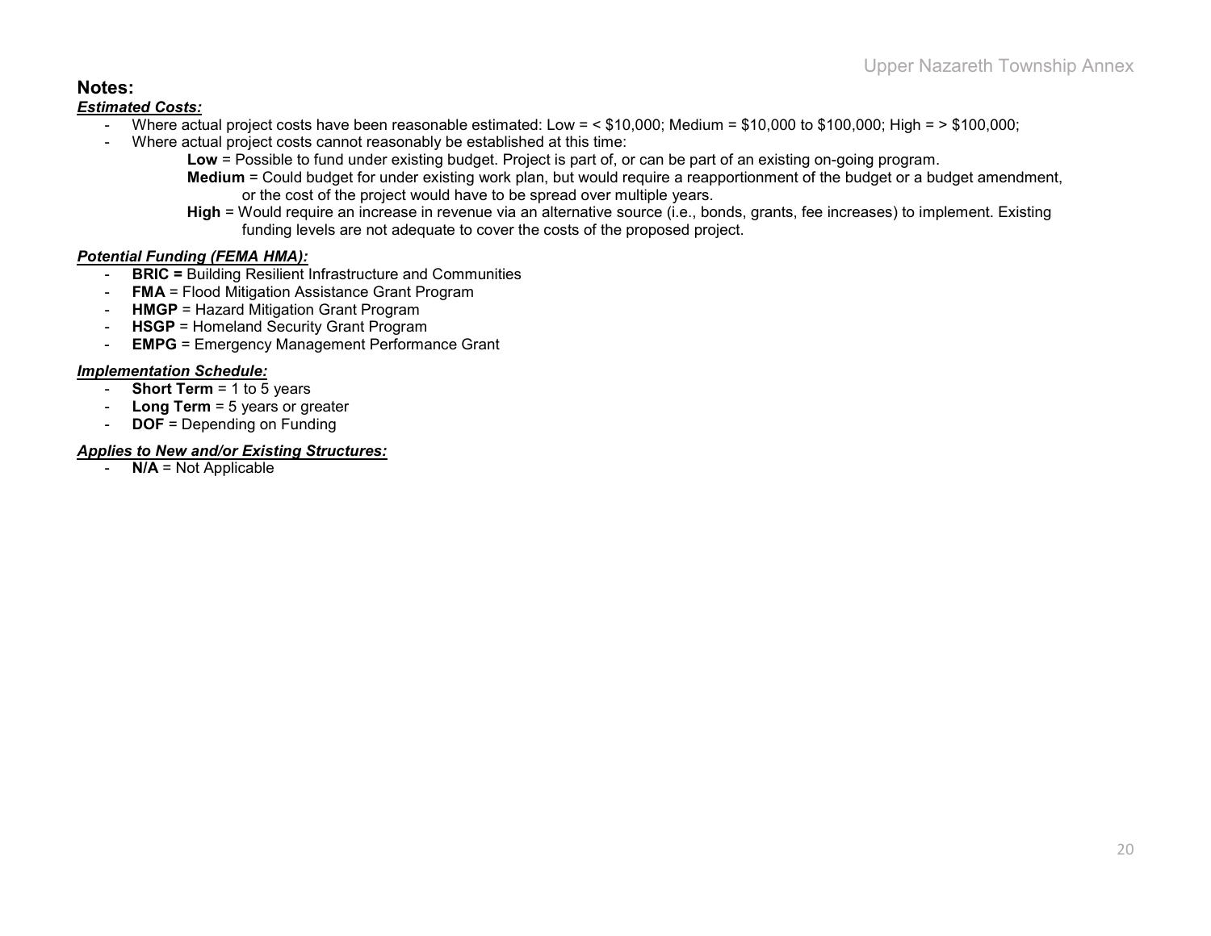## Notes:

***Estimated Costs:***

- Where actual project costs have been reasonable estimated: Low = < $10,000; Medium = $10,000 to $100,000; High = > $100,000;
- Where actual project costs cannot reasonably be established at this time:
  - **Low** = Possible to fund under existing budget. Project is part of, or can be part of an existing on-going program.
  - **Medium** = Could budget for under existing work plan, but would require a reapportionment of the budget or a budget amendment, or the cost of the project would have to be spread over multiple years.
  - **High** = Would require an increase in revenue via an alternative source (i.e., bonds, grants, fee increases) to implement. Existing funding levels are not adequate to cover the costs of the proposed project.

***Potential Funding (FEMA HMA):***

- **BRIC =** Building Resilient Infrastructure and Communities
- **FMA** = Flood Mitigation Assistance Grant Program
- **HMGP** = Hazard Mitigation Grant Program
- **HSGP** = Homeland Security Grant Program
- **EMPG** = Emergency Management Performance Grant

***Implementation Schedule:***

- **Short Term** = 1 to 5 years
- **Long Term** = 5 years or greater
- **DOF** = Depending on Funding

***Applies to New and/or Existing Structures:***

- **N/A** = Not Applicable